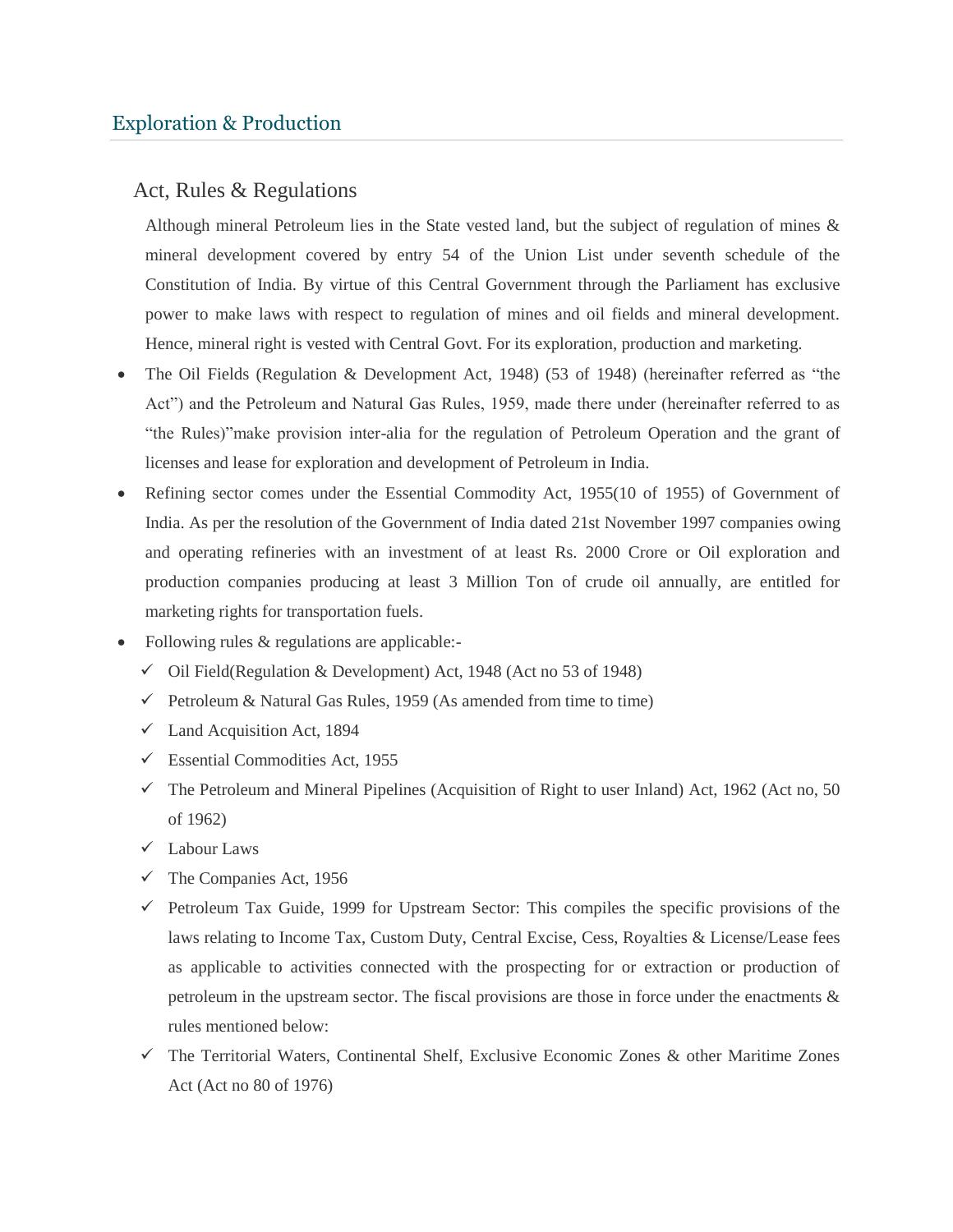## Exploration & Production

### Act, Rules & Regulations

Although mineral Petroleum lies in the State vested land, but the subject of regulation of mines & mineral development covered by entry 54 of the Union List under seventh schedule of the Constitution of India. By virtue of this Central Government through the Parliament has exclusive power to make laws with respect to regulation of mines and oil fields and mineral development. Hence, mineral right is vested with Central Govt. For its exploration, production and marketing.

- The Oil Fields (Regulation & Development Act, 1948) (53 of 1948) (hereinafter referred as "the Act") and the Petroleum and Natural Gas Rules, 1959, made there under (hereinafter referred to as "the Rules)"make provision inter-alia for the regulation of Petroleum Operation and the grant of licenses and lease for exploration and development of Petroleum in India.
- Refining sector comes under the Essential Commodity Act, 1955(10 of 1955) of Government of India. As per the resolution of the Government of India dated 21st November 1997 companies owing and operating refineries with an investment of at least Rs. 2000 Crore or Oil exploration and production companies producing at least 3 Million Ton of crude oil annually, are entitled for marketing rights for transportation fuels.
- Following rules & regulations are applicable:-
  - ✓ Oil Field(Regulation & Development) Act, 1948 (Act no 53 of 1948)
  - ✓ Petroleum & Natural Gas Rules, 1959 (As amended from time to time)
  - ✓ Land Acquisition Act, 1894
  - ✓ Essential Commodities Act, 1955
  - ✓ The Petroleum and Mineral Pipelines (Acquisition of Right to user Inland) Act, 1962 (Act no, 50 of 1962)
  - ✓ Labour Laws
  - ✓ The Companies Act, 1956
  - ✓ Petroleum Tax Guide, 1999 for Upstream Sector: This compiles the specific provisions of the laws relating to Income Tax, Custom Duty, Central Excise, Cess, Royalties & License/Lease fees as applicable to activities connected with the prospecting for or extraction or production of petroleum in the upstream sector. The fiscal provisions are those in force under the enactments & rules mentioned below:
  - ✓ The Territorial Waters, Continental Shelf, Exclusive Economic Zones & other Maritime Zones Act (Act no 80 of 1976)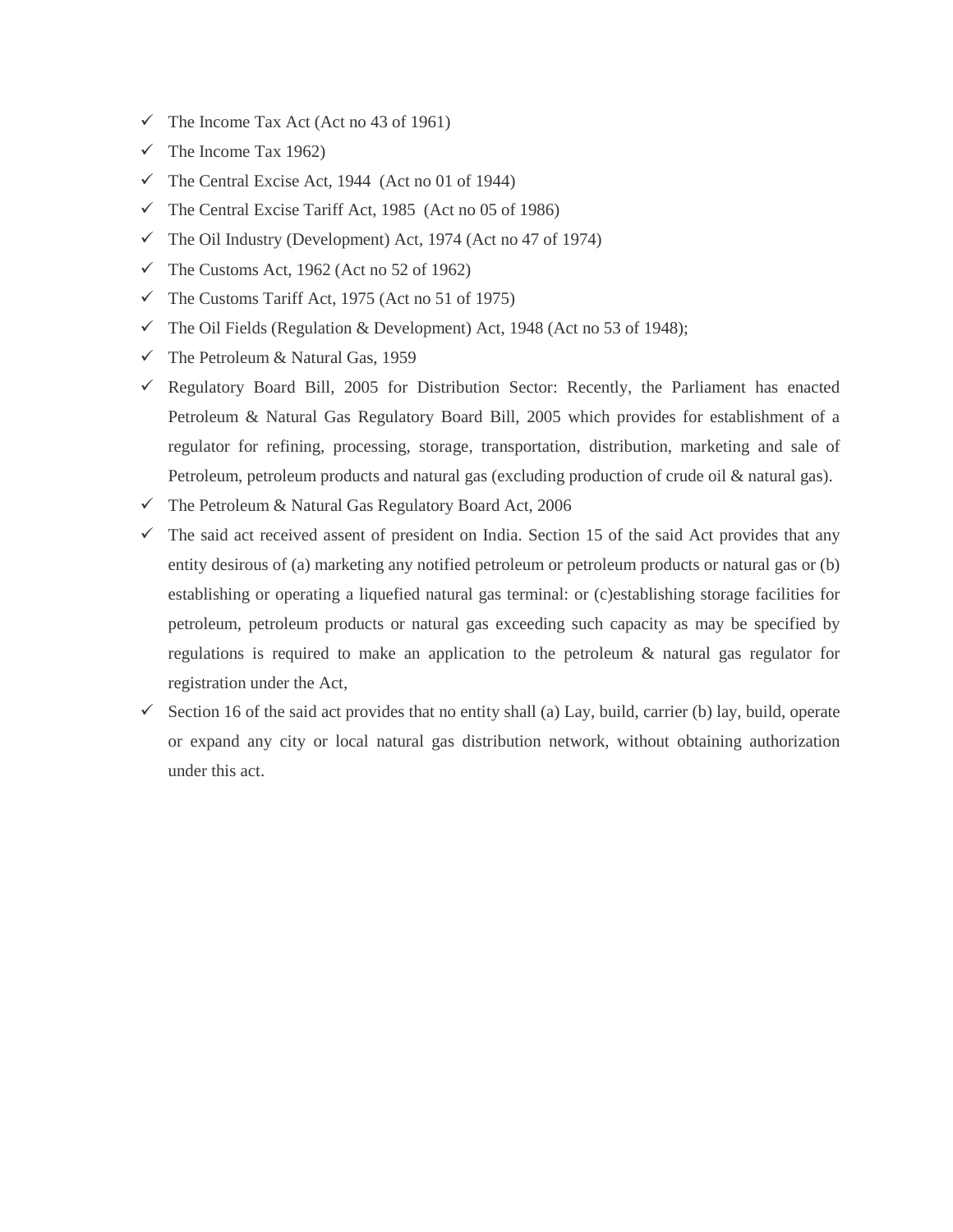- ✓ The Income Tax Act (Act no 43 of 1961)
- ✓ The Income Tax 1962)
- ✓ The Central Excise Act, 1944 (Act no 01 of 1944)
- ✓ The Central Excise Tariff Act, 1985 (Act no 05 of 1986)
- ✓ The Oil Industry (Development) Act, 1974 (Act no 47 of 1974)
- ✓ The Customs Act, 1962 (Act no 52 of 1962)
- ✓ The Customs Tariff Act, 1975 (Act no 51 of 1975)
- ✓ The Oil Fields (Regulation & Development) Act, 1948 (Act no 53 of 1948);
- ✓ The Petroleum & Natural Gas, 1959
- ✓ Regulatory Board Bill, 2005 for Distribution Sector: Recently, the Parliament has enacted Petroleum & Natural Gas Regulatory Board Bill, 2005 which provides for establishment of a regulator for refining, processing, storage, transportation, distribution, marketing and sale of Petroleum, petroleum products and natural gas (excluding production of crude oil & natural gas).
- ✓ The Petroleum & Natural Gas Regulatory Board Act, 2006
- ✓ The said act received assent of president on India. Section 15 of the said Act provides that any entity desirous of (a) marketing any notified petroleum or petroleum products or natural gas or (b) establishing or operating a liquefied natural gas terminal: or (c)establishing storage facilities for petroleum, petroleum products or natural gas exceeding such capacity as may be specified by regulations is required to make an application to the petroleum & natural gas regulator for registration under the Act,
- ✓ Section 16 of the said act provides that no entity shall (a) Lay, build, carrier (b) lay, build, operate or expand any city or local natural gas distribution network, without obtaining authorization under this act.